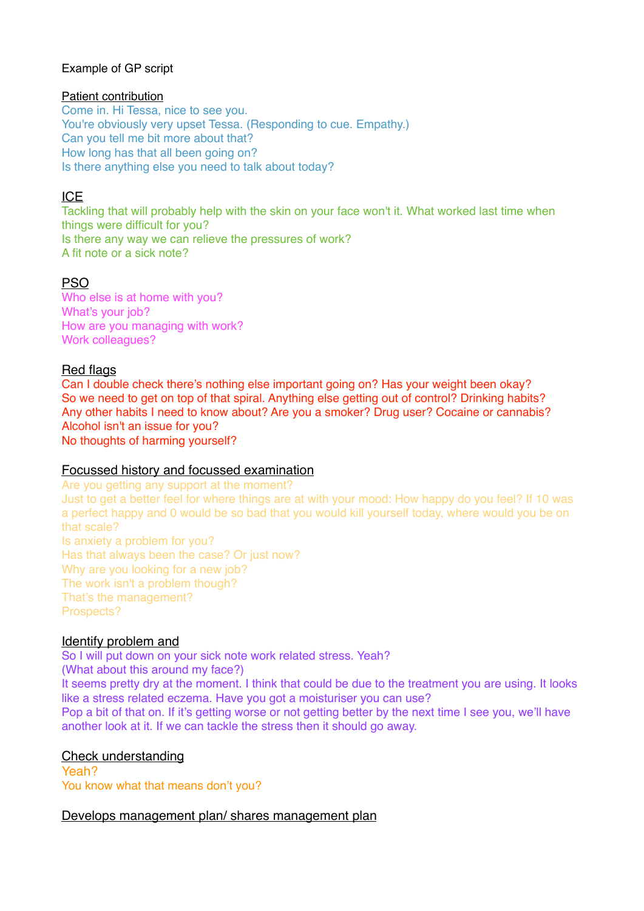Example of GP script

## Patient contribution

Come in. Hi Tessa, nice to see you.
You're obviously very upset Tessa. (Responding to cue. Empathy.)
Can you tell me bit more about that?
How long has that all been going on?
Is there anything else you need to talk about today?

## ICE

Tackling that will probably help with the skin on your face won't it. What worked last time when things were difficult for you?
Is there any way we can relieve the pressures of work?
A fit note or a sick note?

## PSO

Who else is at home with you?
What's your job?
How are you managing with work?
Work colleagues?

## Red flags

Can I double check there's nothing else important going on? Has your weight been okay?
So we need to get on top of that spiral. Anything else getting out of control? Drinking habits?
Any other habits I need to know about? Are you a smoker? Drug user? Cocaine or cannabis?
Alcohol isn't an issue for you?
No thoughts of harming yourself?

## Focussed history and focussed examination

Are you getting any support at the moment?
Just to get a better feel for where things are at with your mood: How happy do you feel? If 10 was a perfect happy and 0 would be so bad that you would kill yourself today, where would you be on that scale?
Is anxiety a problem for you?
Has that always been the case? Or just now?
Why are you looking for a new job?
The work isn't a problem though?
That's the management?
Prospects?

## Identify problem and

So I will put down on your sick note work related stress. Yeah?
(What about this around my face?)
It seems pretty dry at the moment. I think that could be due to the treatment you are using. It looks like a stress related eczema. Have you got a moisturiser you can use?
Pop a bit of that on. If it's getting worse or not getting better by the next time I see you, we'll have another look at it. If we can tackle the stress then it should go away.

## Check understanding

Yeah?
You know what that means don't you?

## Develops management plan/ shares management plan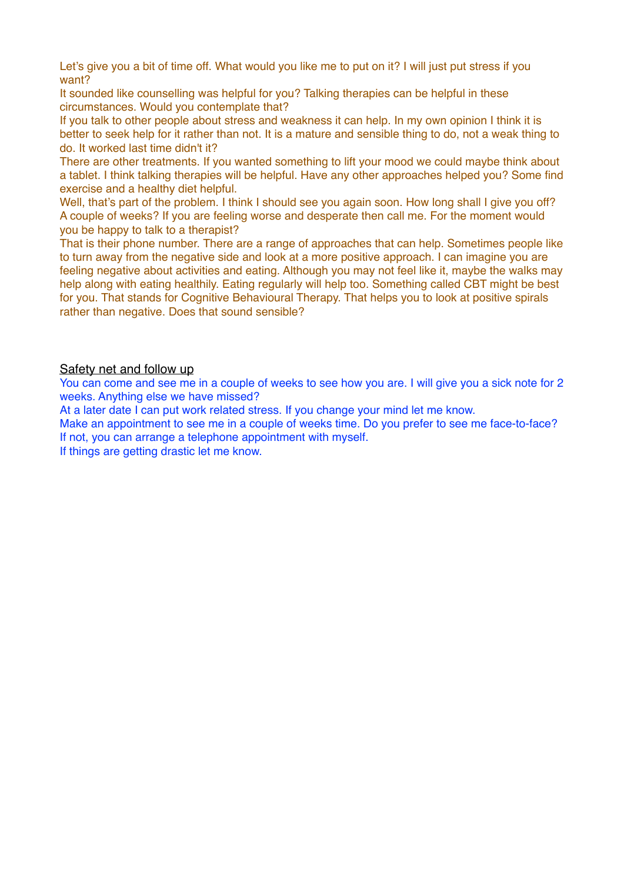Let's give you a bit of time off. What would you like me to put on it? I will just put stress if you want?

It sounded like counselling was helpful for you? Talking therapies can be helpful in these circumstances. Would you contemplate that?

If you talk to other people about stress and weakness it can help. In my own opinion I think it is better to seek help for it rather than not. It is a mature and sensible thing to do, not a weak thing to do. It worked last time didn't it?

There are other treatments. If you wanted something to lift your mood we could maybe think about a tablet. I think talking therapies will be helpful. Have any other approaches helped you? Some find exercise and a healthy diet helpful.

Well, that's part of the problem. I think I should see you again soon. How long shall I give you off? A couple of weeks? If you are feeling worse and desperate then call me. For the moment would you be happy to talk to a therapist?

That is their phone number. There are a range of approaches that can help. Sometimes people like to turn away from the negative side and look at a more positive approach. I can imagine you are feeling negative about activities and eating. Although you may not feel like it, maybe the walks may help along with eating healthily. Eating regularly will help too. Something called CBT might be best for you. That stands for Cognitive Behavioural Therapy. That helps you to look at positive spirals rather than negative. Does that sound sensible?

## Safety net and follow up

You can come and see me in a couple of weeks to see how you are. I will give you a sick note for 2 weeks. Anything else we have missed?

At a later date I can put work related stress. If you change your mind let me know.

Make an appointment to see me in a couple of weeks time. Do you prefer to see me face-to-face? If not, you can arrange a telephone appointment with myself.

If things are getting drastic let me know.